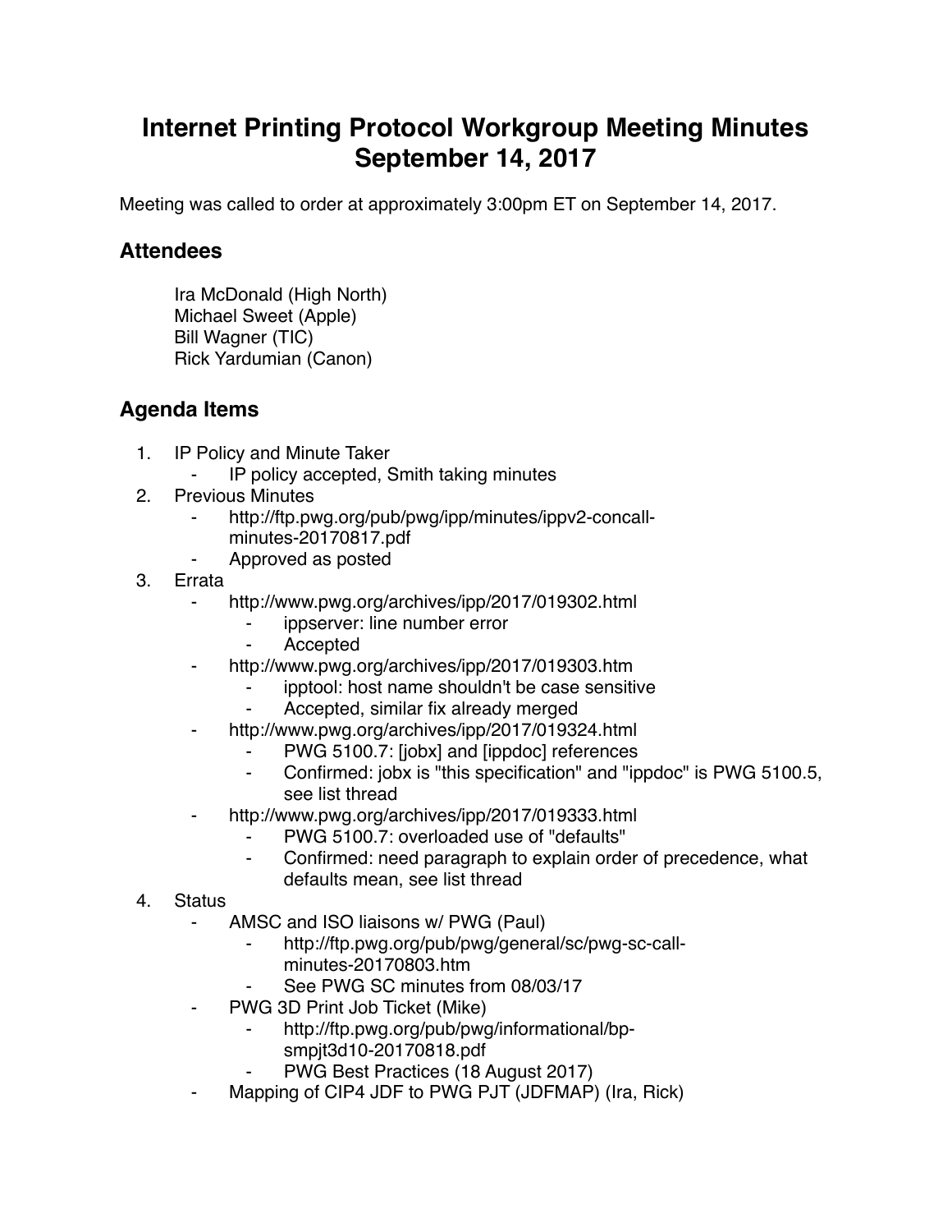# Internet Printing Protocol Workgroup Meeting Minutes September 14, 2017

Meeting was called to order at approximately 3:00pm ET on September 14, 2017.

## Attendees

Ira McDonald (High North)
Michael Sweet (Apple)
Bill Wagner (TIC)
Rick Yardumian (Canon)

## Agenda Items

1. IP Policy and Minute Taker
    - IP policy accepted, Smith taking minutes
2. Previous Minutes
    - http://ftp.pwg.org/pub/pwg/ipp/minutes/ippv2-concall-minutes-20170817.pdf
    - Approved as posted
3. Errata
    - http://www.pwg.org/archives/ipp/2017/019302.html
        - ippserver: line number error
        - Accepted
    - http://www.pwg.org/archives/ipp/2017/019303.htm
        - ipptool: host name shouldn't be case sensitive
        - Accepted, similar fix already merged
    - http://www.pwg.org/archives/ipp/2017/019324.html
        - PWG 5100.7: [jobx] and [ippdoc] references
        - Confirmed: jobx is "this specification" and "ippdoc" is PWG 5100.5, see list thread
    - http://www.pwg.org/archives/ipp/2017/019333.html
        - PWG 5100.7: overloaded use of "defaults"
        - Confirmed: need paragraph to explain order of precedence, what defaults mean, see list thread
4. Status
    - AMSC and ISO liaisons w/ PWG (Paul)
        - http://ftp.pwg.org/pub/pwg/general/sc/pwg-sc-call-minutes-20170803.htm
        - See PWG SC minutes from 08/03/17
    - PWG 3D Print Job Ticket (Mike)
        - http://ftp.pwg.org/pub/pwg/informational/bp-smpjt3d10-20170818.pdf
        - PWG Best Practices (18 August 2017)
    - Mapping of CIP4 JDF to PWG PJT (JDFMAP) (Ira, Rick)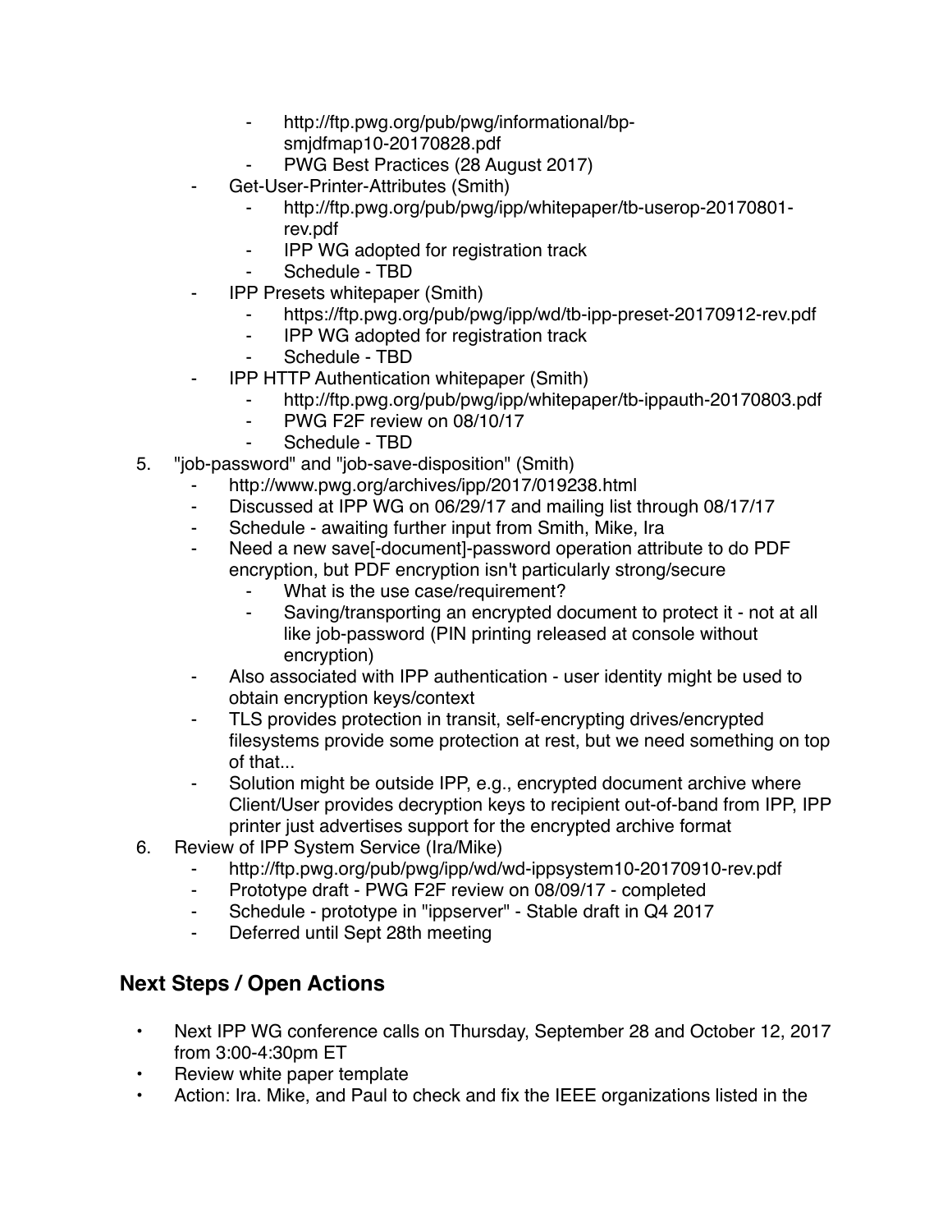- http://ftp.pwg.org/pub/pwg/informational/bp-smjdfmap10-20170828.pdf
        - PWG Best Practices (28 August 2017)
    - Get-User-Printer-Attributes (Smith)
        - http://ftp.pwg.org/pub/pwg/ipp/whitepaper/tb-userop-20170801-rev.pdf
        - IPP WG adopted for registration track
        - Schedule - TBD
    - IPP Presets whitepaper (Smith)
        - https://ftp.pwg.org/pub/pwg/ipp/wd/tb-ipp-preset-20170912-rev.pdf
        - IPP WG adopted for registration track
        - Schedule - TBD
    - IPP HTTP Authentication whitepaper (Smith)
        - http://ftp.pwg.org/pub/pwg/ipp/whitepaper/tb-ippauth-20170803.pdf
        - PWG F2F review on 08/10/17
        - Schedule - TBD

5. "job-password" and "job-save-disposition" (Smith)
    - http://www.pwg.org/archives/ipp/2017/019238.html
    - Discussed at IPP WG on 06/29/17 and mailing list through 08/17/17
    - Schedule - awaiting further input from Smith, Mike, Ira
    - Need a new save[-document]-password operation attribute to do PDF encryption, but PDF encryption isn't particularly strong/secure
        - What is the use case/requirement?
        - Saving/transporting an encrypted document to protect it - not at all like job-password (PIN printing released at console without encryption)
    - Also associated with IPP authentication - user identity might be used to obtain encryption keys/context
    - TLS provides protection in transit, self-encrypting drives/encrypted filesystems provide some protection at rest, but we need something on top of that...
    - Solution might be outside IPP, e.g., encrypted document archive where Client/User provides decryption keys to recipient out-of-band from IPP, IPP printer just advertises support for the encrypted archive format
6. Review of IPP System Service (Ira/Mike)
    - http://ftp.pwg.org/pub/pwg/ipp/wd/wd-ippsystem10-20170910-rev.pdf
    - Prototype draft - PWG F2F review on 08/09/17 - completed
    - Schedule - prototype in "ippserver" - Stable draft in Q4 2017
    - Deferred until Sept 28th meeting

## Next Steps / Open Actions

- Next IPP WG conference calls on Thursday, September 28 and October 12, 2017 from 3:00-4:30pm ET
- Review white paper template
- Action: Ira. Mike, and Paul to check and fix the IEEE organizations listed in the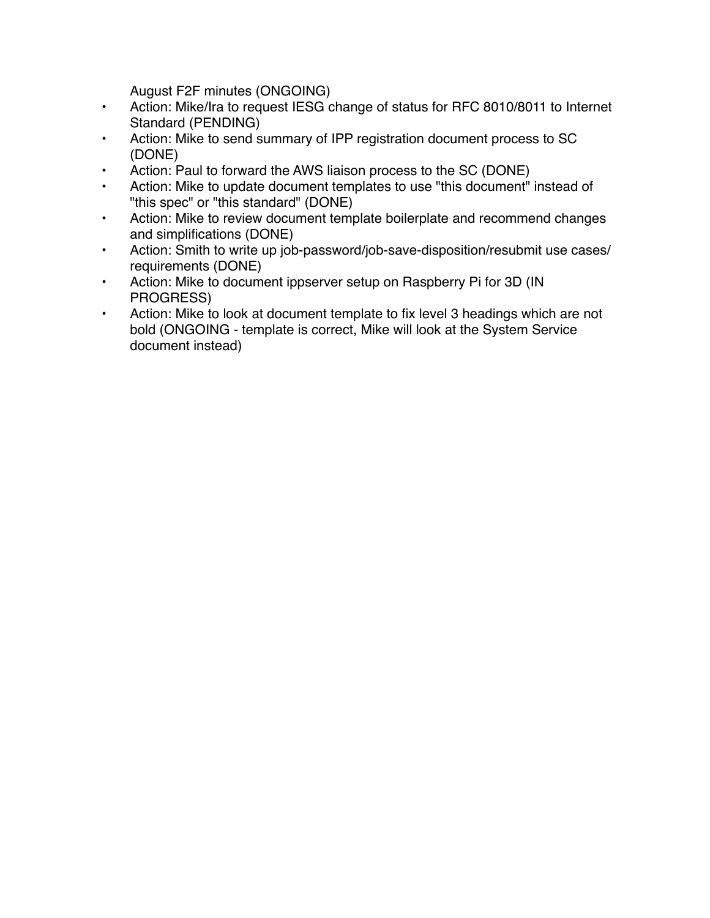August F2F minutes (ONGOING)

- Action: Mike/Ira to request IESG change of status for RFC 8010/8011 to Internet Standard (PENDING)
- Action: Mike to send summary of IPP registration document process to SC (DONE)
- Action: Paul to forward the AWS liaison process to the SC (DONE)
- Action: Mike to update document templates to use "this document" instead of "this spec" or "this standard" (DONE)
- Action: Mike to review document template boilerplate and recommend changes and simplifications (DONE)
- Action: Smith to write up job-password/job-save-disposition/resubmit use cases/requirements (DONE)
- Action: Mike to document ippserver setup on Raspberry Pi for 3D (IN PROGRESS)
- Action: Mike to look at document template to fix level 3 headings which are not bold (ONGOING - template is correct, Mike will look at the System Service document instead)